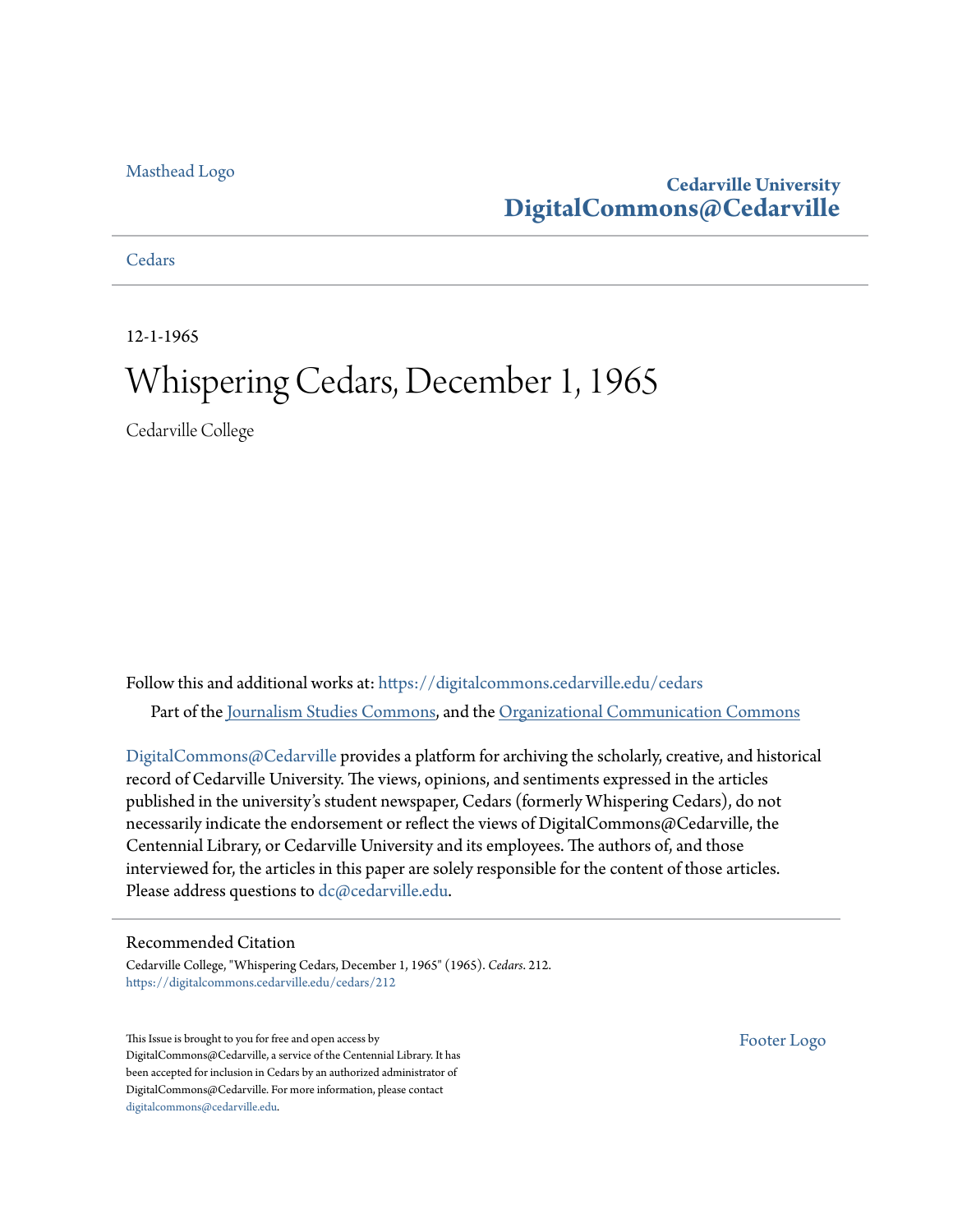Masthead Logo

**Cedarville University**
**DigitalCommons@Cedarville**

Cedars

12-1-1965

# Whispering Cedars, December 1, 1965

Cedarville College

Follow this and additional works at: https://digitalcommons.cedarville.edu/cedars

Part of the Journalism Studies Commons, and the Organizational Communication Commons

DigitalCommons@Cedarville provides a platform for archiving the scholarly, creative, and historical record of Cedarville University. The views, opinions, and sentiments expressed in the articles published in the university's student newspaper, Cedars (formerly Whispering Cedars), do not necessarily indicate the endorsement or reflect the views of DigitalCommons@Cedarville, the Centennial Library, or Cedarville University and its employees. The authors of, and those interviewed for, the articles in this paper are solely responsible for the content of those articles. Please address questions to dc@cedarville.edu.

## Recommended Citation

Cedarville College, "Whispering Cedars, December 1, 1965" (1965). *Cedars*. 212.
https://digitalcommons.cedarville.edu/cedars/212

This Issue is brought to you for free and open access by DigitalCommons@Cedarville, a service of the Centennial Library. It has been accepted for inclusion in Cedars by an authorized administrator of DigitalCommons@Cedarville. For more information, please contact digitalcommons@cedarville.edu.

Footer Logo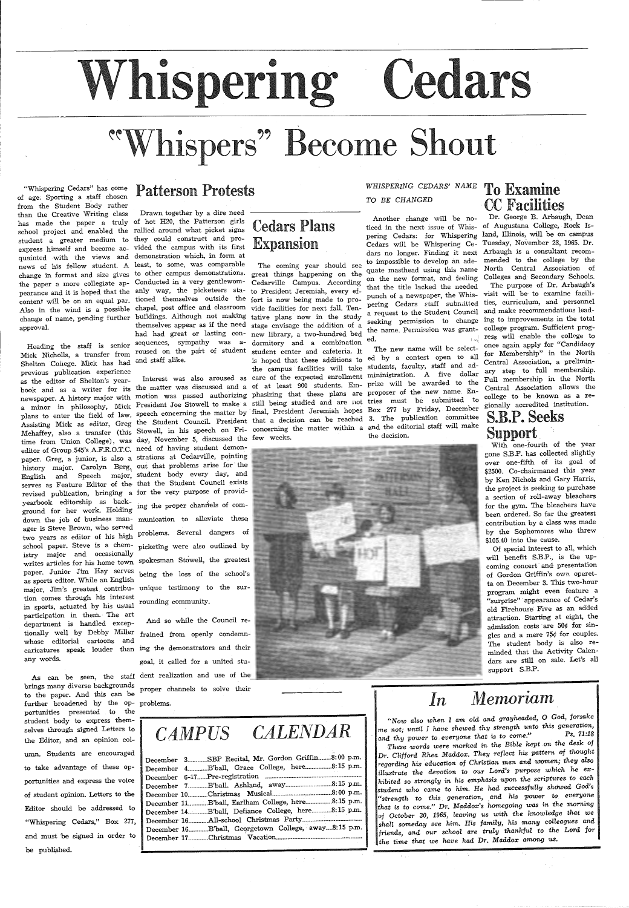# Whispering Cedars

## "Whispers" Become Shout

"Whispering Cedars" has come of age. Sporting a staff chosen from the Student Body rather than the Creative Writing class has made the paper a truly school project and enabled the student a greater medium to express himself and become acquainted with the views and news of his fellow student. A change in format and size gives the paper a more collegiate appearance and it is hoped that the content will be on an equal par. Also in the wind is a possible change of name, pending further approval.

Heading the staff is senior Mick Nicholls, a transfer from Shelton College. Mick has had previous publication experience as the editor of Shelton's yearbook and as a writer for its newspaper. A history major with a minor in philosophy, Mick plans to enter the field of law. Assisting Mick as editor, Greg Mehaffey, also a transfer (this time from Union College), was editor of Group 545's A.F.R.O.T.C. paper. Greg, a junior, is also a history major. Carolyn Berg, English and Speech major, serves as Feature Editor of the revised publication, bringing a yearbook editorship as background for her work. Holding down the job of business manager is Steve Brown, who served two years as editor of his high school paper. Steve is a chemistry major and occasionally writes articles for his home town paper. Junior Jim Hay serves as sports editor. While an English major, Jim's greatest contribution comes through his interest in sports, actuated by his usual participation in them. The art department is handled exceptionally well by Debby Miller whose editorial cartoons and caricatures speak louder than any words.

As can be seen, the staff brings many diverse backgrounds to the paper. And this can be further broadened by the opportunities presented to the student body to express themselves through signed Letters to the Editor, and an opinion column. Students are encouraged to take advantage of these opportunities and express the voice of student opinion. Letters to the Editor should be addressed to "Whispering Cedars," Box 277, and must be signed in order to be published.

## Patterson Protests

Drawn together by a dire need of hot H20, the Patterson girls rallied around what picket signs they could construct and provided the campus with its first demonstration which, in form at least, to some, was comparable to other campus demonstrations. Conducted in a very gentlewomanly way, the picketeers stationed themselves outside the chapel, post office and classroom buildings. Although not making themselves appear as if the need had had great or lasting consequences, sympathy was aroused on the part of student and staff alike.

Interest was also aroused as the matter was discussed and a motion was passed authorizing President Joe Stowell to make a speech concerning the matter by the Student Council. President Stowell, in his speech on Friday, November 5, discussed the need of having student demonstrations at Cedarville, pointing out that problems arise for the student body every day, and that the Student Council exists for the very purpose of providing the proper channels of communication to alleviate these problems. Several dangers of picketing were also outlined by spokesman Stowell, the greatest being the loss of the school's unique testimony to the surrounding community.

And so while the Council refrained from openly condemning the demonstrators and their goal, it called for a united student realization and use of the proper channels to solve their problems.

## Cedars Plans Expansion

The coming year should see great things happening on the Cedarville Campus. According to President Jeremiah, every effort is now being made to provide facilities for next fall. Tentative plans now in the study stage envisage the addition of a new library, a two-hundred bed dormitory and a combination student center and cafeteria. It is hoped that these additions to the campus facilities will take care of the expected enrollment of at least 900 students. Emphasizing that these plans are still being studied and are not final, President Jeremiah hopes that a decision can be reached concerning the matter within a few weeks.

### *WHISPERING CEDARS' NAME TO BE CHANGED*

Another change will be noticed in the next issue of Whispering Cedars: for Whispering Cedars will be Whispering Cedars no longer. Finding it next to impossible to develop an adequate masthead using this name on the new format, and feeling that the title lacked the needed punch of a newspaper, the Whispering Cedars staff submitted a request to the Student Council seeking permission to change the name. Permission was granted.

The new name will be selected by a contest open to all students, faculty, staff and administration. A five dollar prize will be awarded to the proposer of the new name. Entries must be submitted to Box 277 by Friday, December 3. The publication committee and the editorial staff will make the decision.

## To Examine CC Facilities

Dr. George B. Arbaugh, Dean of Augustana College, Rock Island, Illinois, will be on campus Tuesday, November 23, 1965. Dr. Arbaugh is a consultant recommended to the college by the North Central Association of Colleges and Secondary Schools.

The purpose of Dr. Arbaugh's visit will be to examine facilities, curriculum, and personnel and make recommendations leading to improvements in the total college program. Sufficient progress will enable the college to once again apply for "Candidacy for Membership" in the North Central Association, a preliminary step to full membership. Full membership in the North Central Association allows the college to be known as a regionally accredited institution.

## S.B.P. Seeks Support

With one-fourth of the year gone S.B.P. has collected slightly over one-fifth of its goal of $2500. Co-chairmanned this year by Ken Nichols and Gary Harris, the project is seeking to purchase a section of roll-away bleachers for the gym. The bleachers have been ordered. So far the greatest contribution by a class was made by the Sophomores who threw $105.40 into the cause.

Of special interest to all, which will benefit S.B.P., is the upcoming concert and presentation of Gordon Griffin's own operetta on December 3. This two-hour program might even feature a "surprise" appearance of Cedar's old Firehouse Five as an added attraction. Starting at eight, the admission costs are 50¢ for singles and a mere 75¢ for couples. The student body is also reminded that the Activity Calendars are still on sale. Let's all support S.B.P.

## *CAMPUS CALENDAR*

- December 3 ........ SBP Recital, Mr. Gordon Griffin ........ 8:00 p.m.
- December 4 ........ B'ball, Grace College, here ........ 8:15 p.m.
- December 6-17 ........ Pre-registration
- December 7 ........ B'ball. Ashland, away ........ 8:15 p.m.
- December 10 ........ Christmas Musical ........ 8:00 p.m.
- December 11 ........ B'ball, Earlham College, here ........ 8:15 p.m.
- December 14 ........ B'ball, Defiance College, here ........ 8:15 p.m.
- December 16 ........ All-school Christmas Party
- December 16 ........ B'ball, Georgetown College, away ........ 8:15 p.m.
- December 17 ........ Christmas Vacation

## *In Memoriam*

*"Now also when I am old and grayheaded, O God, forsake me not; until I have shewed thy strength unto this generation, and thy power to everyone that is to come." Ps. 71:18*

*These words were marked in the Bible kept on the desk of Dr. Clifford Rhea Maddox. They reflect his pattern of thought regarding his education of Christian men and women; they also illustrate the devotion to our Lord's purpose which he exhibited so strongly in his emphasis upon the scriptures to each student who came to him. He had successfully showed God's "strength to this generation, and his power to everyone that is to come." Dr. Maddox's homegoing was in the morning of October 30, 1965, leaving us with the knowledge that we shall someday see him. His family, his many colleagues and friends, and our school are truly thankful to the Lord for the time that we have had Dr. Maddox among us.*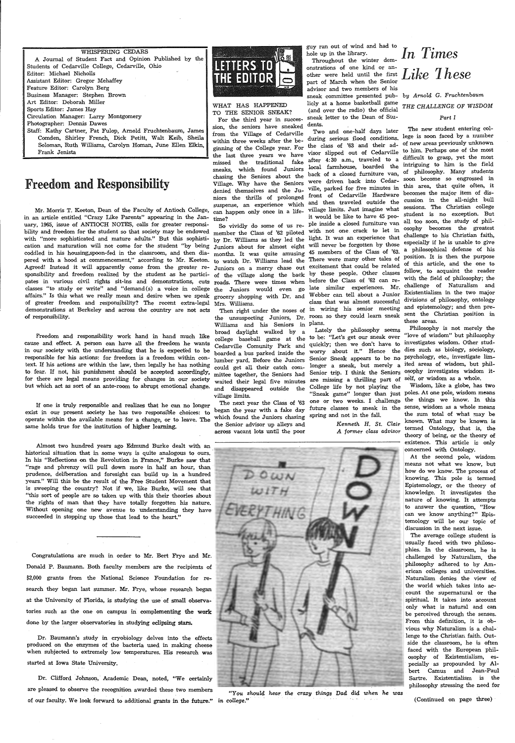WHISPERING CEDARS

A Journal of Student Fact and Opinion Published by the Students of Cedarville College, Cedarville, Ohio

Editor: Michael Nicholls
Assistant Editor: Gregor Mehaffey
Feature Editor: Carolyn Berg
Business Manager: Stephen Brown
Art Editor: Deborah Miller
Sports Editor: James Hay
Circulation Manager: Larry Montgomery
Photographer: Dennis Dawes
Staff: Kathy Cartner, Pat Fulop, Arnold Fruchtenbaum, James Comden, Shirley French, Dick Petitt, Walt Keib, Sheila Soloman, Ruth Williams, Carolyn Homan, June Ellen Elkin, Frank Jenista

# Freedom and Responsibility

Mr. Morris T. Keeton, Dean of the Faculty of Antioch College, in an article entitled "Crazy Like Parents" appearing in the January, 1965, issue of ANTIOCH NOTES, calls for greater responsibility and freedom for the student so that society may be endowed with "more sophisticated and mature adults." But this sophistication and maturation will not come for the student "by being coddled in his housing,spoon-fed in the classroom, and then diapered with a hood at commencement," according to Mr. Keeton. Agreed! Instead it will apparently come from the greater responsibility and freedom realized by the student as he participates in various civil rights sit-ins and demonstrations, cuts classes "to study or write" and "demand(s) a voice in college affairs." Is this what we really mean and desire when we speak of greater freedom and responsibility? The recent extra-legal demonstrations at Berkeley and across the country are not acts of responsibility.

Freedom and responsibility work hand in hand much like cause and effect. A person can have all the freedom he wants in our society with the understanding that he is expected to be responsible for his actions: for freedom is a freedom within context. If his actions are within the law, then legally he has nothing to fear. If not, his punishment should be accepted accordingly, for there are legal means providing for changes in our society but which act as sort of an ante-room to abrupt emotional change.

If one is truly responsible and realizes that he can no longer exist in our present society he has two responsible choices: to operate within the available means for a change, or to leave. The same holds true for the institution of higher learning.

Almost two hundred years ago Edmund Burke dealt with an historical situation that in some ways is quite analogous to ours. In his "Reflections on the Revolution in France," Burke saw that "rage and phrenzy will pull down more in half an hour, than prudence, deliberation and foresight can build up in a hundred years." Will this be the result of the Free Student Movement that is sweeping the country? Not if we, like Burke, will see that "this sort of people are so taken up with this their theories about the rights of man that they have totally forgotten his nature. Without opening one new avenue to understanding they have succeeded in stopping up those that lead to the heart."

---

Congratulations are much in order to Mr. Bert Frye and Mr. Donald P. Baumann. Both faculty members are the recipients of $2,000 grants from the National Science Foundation for research they began last summer. Mr. Frye, whose research began at the University of Florida, is studying the use of small observatories such as the one on campus in complementing the work done by the larger observatories in studying eclipsing stars.

Dr. Baumann's study in cryobiology delves into the effects produced on the enzymes of the bacteria used in making cheese when subjected to extremely low temperatures. His research was started at Iowa State University.

Dr. Clifford Johnson, Academic Dean, noted, "We certainly are pleased to observe the recognition awarded these two members of our faculty. We look forward to additional grants in the future."

# LETTERS TO THE EDITOR

### WHAT HAS HAPPENED TO THE SENIOR SNEAK?

For the third year in succession, the seniors have sneaked from the Village of Cedarville within three weeks after the beginning of the College year. For the last three years we have missed the traditional fake sneaks, which found Juniors chasing the Seniors about the Village. Why have the Seniors denied themselves and the Juniors the thrills of prolonged suspense, an experience which can happen only once in a lifetime?

So vividly do some of us remember the Class of '62 piloted by Dr. Williams as they led the Juniors about for almost eight months. It was quite amusing to watch Dr. Williams lead the Juniors on a merry chase out of the village along the back roads. There were times when the Juniors would even go grocery shopping with Dr. and Mrs. Williams.

Then right under the noses of the unsuspecting Juniors, Dr. Williams and his Seniors in broad daylight walked by a college baseball game at the Cedarville Comunity Park and boarded a bus parked inside the lumber yard. Before the Juniors could get all their catch committee together, the Seniors had waited their legal five minutes and disappeared outside the village limits.

The next year the Class of '63 began the year with a fake day which found the Juniors chasing the Senior advisor up alleys and across vacant lots until the poor guy ran out of wind and had to hole up in the library.

Throughout the winter demonstrations of one kind or another were held until the first part of March when the Senior advisor and two members of his sneak committee presented publicly at a home basketball game (and over the radio) the official sneak letter to the Dean of Students.

Two and one-half days later during serious flood conditions, the class of '63 and their advisor slipped out of Cedarville after 4:30 a.m., traveled to a local farmhouse, boarded the back of a closed furniture van, were driven back into Cedarville, parked for five minutes in front of Cedarville Hardware and then traveled outside the village limits. Just imagine what it would be like to have 45 people inside a closed furniture van with not one crack to let in light. It was an experience that will never be forgotten by those 45 members of the Class of '63. There were many other tales of excitement that could be related by these people. Other classes before the Class of '62 can relate similar experiences. Mr. Webber can tell about a Junior class that was almost successful in wiring his senior meeting room so they could learn sneak plans.

Lately the philosophy seems to be: "Let's get our sneak over quickly; then we don't have to worry about it." Hence the Senior Sneak appears to be no longer a sneak, but merely a Senior trip. I think the Seniors are missing a thrilling part of College life by not playing the "Sneak game" longer than just one or two weeks. I challenge future classes to sneak in the spring and not in the fall.

*Kenneth H. St. Clair*
*A former class advisor*

*"You should hear the crazy things Dad did when he was in college."*

# In Times Like These

*by Arnold G. Fruchtenbaum*

### THE CHALLENGE OF WISDOM

*Part I*

The new student entering college is soon faced by a number of new areas previously unknown to him. Perhaps one of the most difficult to grasp, yet the most intriguing to him is the field of philosophy. Many students soon become so engrossed in this area, that quite often, it becomes the major item of discussion in the all-night bull sessions. The Christian college student is no exception. But all too soon, the study of philosophy becomes the greatest challenge to his Christian faith, especially if he is unable to give a philosophical defense of his position. It is then the purpose of this article, and the one to follow, to acquaint the reader with the field of philosophy; the challenge of Naturalism and Existentialism in the two major divisions of philosophy, ontology and epistemology; and then present the Christian position in these areas.

Philosophy is not merely the "love of wisdom" but philosophy investigates wisdom. Other studies such as biology, sociology, psychology, etc., investigate limited areas of wisdom, but philosophy investigates wisdom itself, or wisdom as a whole.

Wisdom, like a globe, has two poles. At one pole, wisdom means the things we know. In this sense, wisdom as a whole means the sum total of what may be known. What may be known is termed Ontology, that is, the theory of being, or the theory of existence. This article is only concerned with Ontology.

At the second pole, wisdom means not what we know, but how do we know. The process of knowing. This pole is termed Epistemology, or the theory of knowledge. It investigates the nature of knowing. It attempts to answer the question, "How can we know anything?" Epistemology will be our topic of discussion in the next issue.

The average college student is usually faced with two philosophies. In the classroom, he is challenged by Naturalism, the philosophy adhered to by American colleges and universities. Naturalism denies the view of the world which takes into account the supernatural or the spiritual. It takes into account only what is natural and can be perceived through the senses. From this definition, it is obvious why Naturalism is a challenge to the Christian faith. Outside the classroom, he is often faced with the European philosophy of Existentialism, especially as propounded by Albert Camus and Jean-Paul Sartre. Existentialism is the philosophy stressing the need for

(Continued on page three)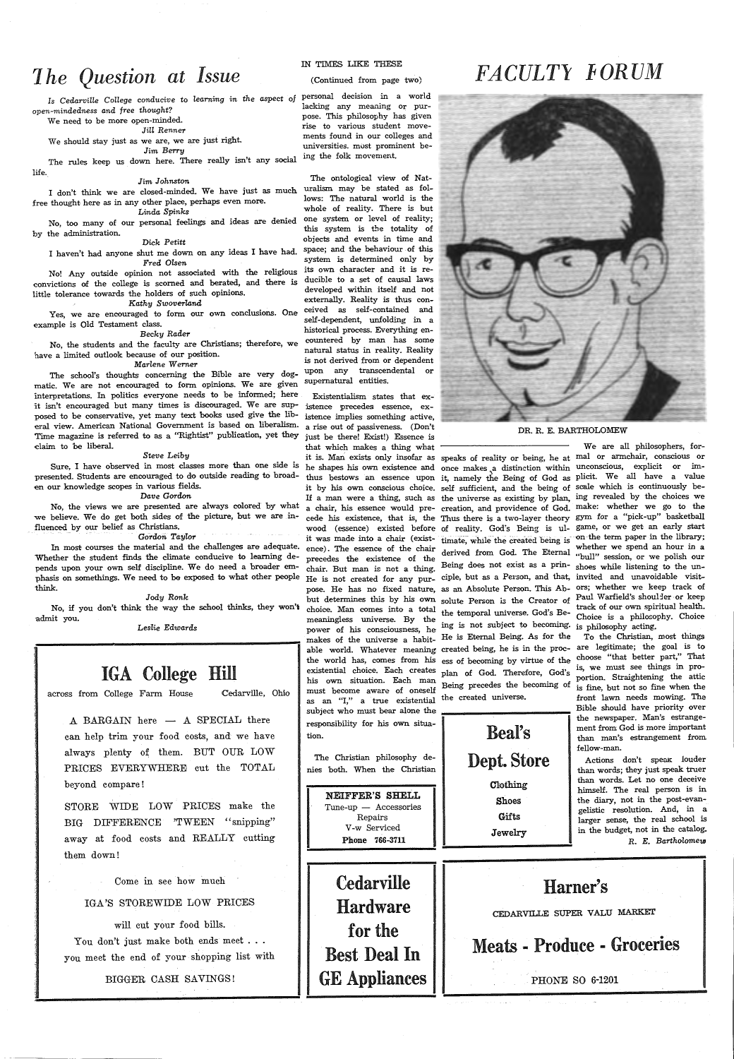# The Question at Issue

*Is Cedarville College conducive to learning in the aspect of open-mindedness and free thought?*

We need to be more open-minded.

*Jill Renner*

We should stay just as we are, we are just right.

*Jim Berry*

The rules keep us down here. There really isn't any social life.

*Jim Johnston*

I don't think we are closed-minded. We have just as much free thought here as in any other place, perhaps even more.

*Linda Spinks*

No, too many of our personal feelings and ideas are denied by the administration.

*Dick Petitt*

I haven't had anyone shut me down on any ideas I have had.

*Fred Olsen*

No! Any outside opinion not associated with the religious convictions of the college is scorned and berated, and there is little tolerance towards the holders of such opinions.

*Kathy Swooverland*

Yes, we are encouraged to form our own conclusions. One example is Old Testament class.

*Becky Rader*

No, the students and the faculty are Christians; therefore, we have a limited outlook because of our position.

*Marlene Werner*

The school's thoughts concerning the Bible are very dogmatic. We are not encouraged to form opinions. We are given interpretations. In politics everyone needs to be informed; here it isn't encouraged but many times is discouraged. We are supposed to be conservative, yet many text books used give the liberal view. American National Government is based on liberalism. Time magazine is referred to as a "Rightist" publication, yet they claim to be liberal.

*Steve Leiby*

Sure, I have observed in most classes more than one side is presented. Students are encouraged to do outside reading to broaden our knowledge scopes in various fields.

*Dave Gordon*

No, the views we are presented are always colored by what we believe. We do get both sides of the picture, but we are influenced by our belief as Christians.

*Gordon Taylor*

In most courses the material and the challenges are adequate. Whether the student finds the climate conducive to learning depends upon your own self discipline. We do need a broader emphasis on somethings. We need to be exposed to what other people think.

*Jody Ronk*

No, if you don't think the way the school thinks, they won't admit you.

*Leslie Edwards*

## IN TIMES LIKE THESE

(Continued from page two)

personal decision in a world lacking any meaning or purpose. This philosophy has given rise to various student movements found in our colleges and universities, most prominent being the folk movement.

The ontological view of Naturalism may be stated as follows: The natural world is the whole of reality. There is but one system or level of reality; this system is the totality of objects and events in time and space; and the behaviour of this system is determined only by its own character and it is reducible to a set of causal laws developed within itself and not externally. Reality is thus conceived as self-contained and self-dependent, unfolding in a historical process. Everything encountered by man has some natural status in reality. Reality is not derived from or dependent upon any transcendental or supernatural entities.

Existentialism states that existence precedes essence, existence implies something active, a rise out of passiveness. (Don't just be there! Exist!) Essence is that which makes a thing what it is. Man exists only insofar as he shapes his own existence and thus bestows an essence upon it by his own conscious choice. If a man were a thing, such as a chair, his essence would precede his existence, that is, the wood (essence) existed before it was made into a chair (existence). The essence of the chair precedes the existence of the chair. But man is not a thing. He is not created for any purpose. He has no fixed nature, but determines this by his own choice. Man comes into a total meaningless universe. By the power of his consciousness, he makes of the universe a habitable world. Whatever meaning the world has, comes from his existential choice. Each creates his own situation. Each man must become aware of oneself as an "I," a true existential subject who must bear alone the responsibility for his own situation.

The Christian philosophy denies both. When the Christian speaks of reality or being, he at once makes a distinction within it, namely the Being of God as self sufficient, and the being of the universe as existing by plan, creation, and providence of God. Thus there is a two-layer theory of reality. God's Being is ultimate, while the created being is derived from God. The Eternal Being does not exist as a principle, but as a Person, and that, as an Absolute Person. This Absolute Person is the Creator of the temporal universe. God's Being is not subject to becoming. He is Eternal Being. As for the created being, he is in the process of becoming by virtue of the plan of God. Therefore, God's Being precedes the becoming of the created universe.

# FACULTY FORUM

DR. R. E. BARTHOLOMEW

We are all philosophers, formal or armchair, conscious or unconscious, explicit or implicit. We all have a value scale which is continuously being revealed by the choices we make: whether we go to the gym for a "pick-up" basketball game, or we get an early start on the term paper in the library; whether we spend an hour in a "bull" session, or we polish our shoes while listening to the uninvited and unavoidable visitors; whether we keep track of Paul Warfield's shoulder or keep track of our own spiritual health. Choice is a philosophy. Choice is philosophy acting.

To the Christian, most things are legitimate; the goal is to choose "that better part," That is, we must see things in proportion. Straightening the attic is fine, but not so fine when the front lawn needs mowing. The Bible should have priority over the newspaper. Man's estrangement from God is more important than man's estrangement from fellow-man.

Actions don't speak louder than words; they just speak truer than words. Let no one deceive himself. The real person is in the diary, not in the post-evangelistic resolution. And, in a larger sense, the real school is in the budget, not in the catalog.

*R. E. Bartholomew*

---

## IGA College Hill

across from College Farm House — Cedarville, Ohio

A BARGAIN here — A SPECIAL there can help trim your food costs, and we have always plenty of them. BUT OUR LOW PRICES EVERYWHERE cut the TOTAL beyond compare!

STORE WIDE LOW PRICES make the BIG DIFFERENCE 'TWEEN "snipping" away at food costs and REALLY cutting them down!

Come in see how much

IGA'S STOREWIDE LOW PRICES

will cut your food bills.

You don't just make both ends meet . . .
you meet the end of your shopping list with

BIGGER CASH SAVINGS!

---

**NEIFFER'S SHELL**
Tune-up — Accessories
Repairs
V-w Serviced
**Phone 766-3711**

---

## Cedarville Hardware for the Best Deal In GE Appliances

---

## Beal's Dept. Store

Clothing
Shoes
Gifts
Jewelry

---

## Harner's

CEDARVILLE SUPER VALU MARKET

## Meats - Produce - Groceries

PHONE SO 6-1201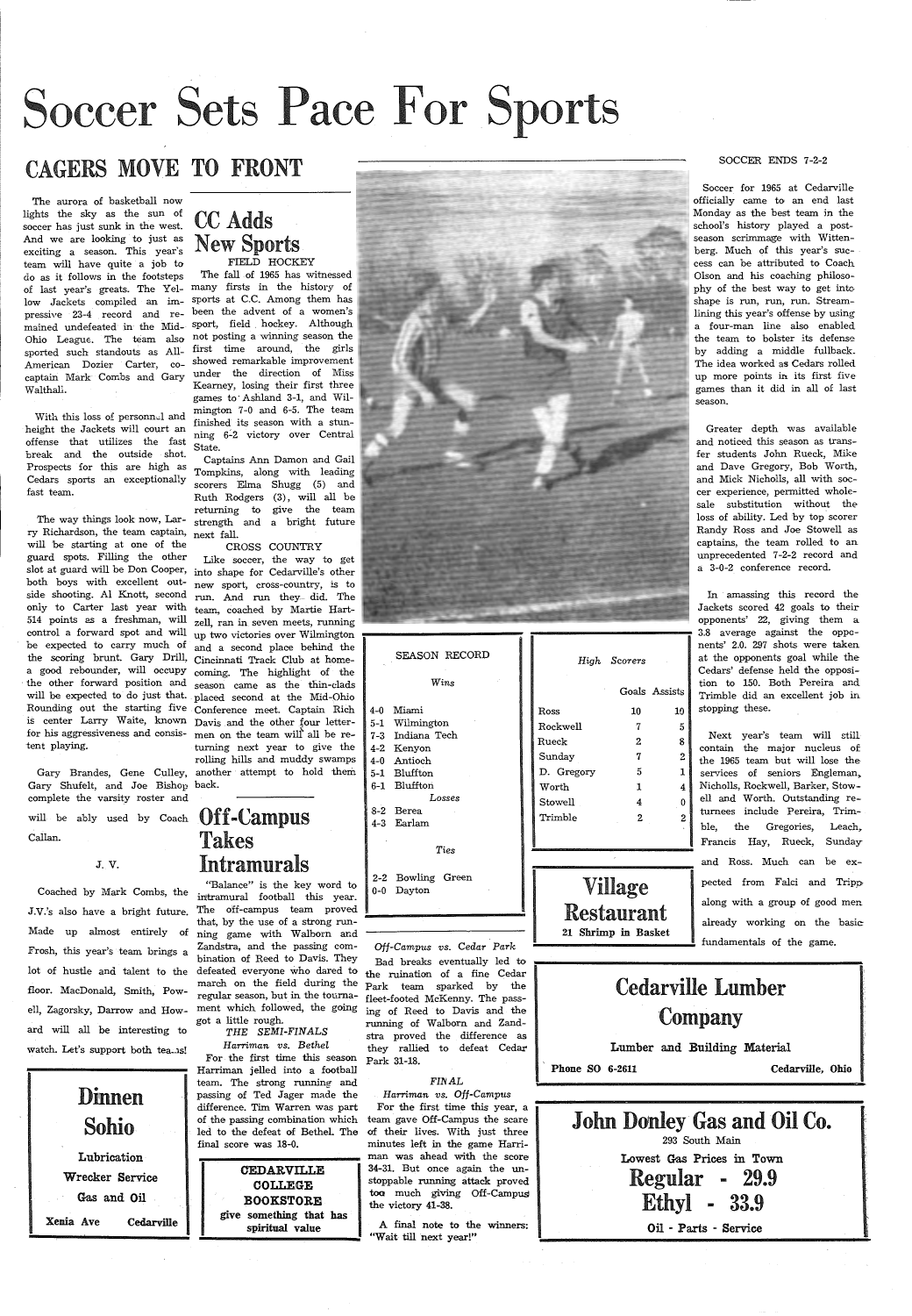# Soccer Sets Pace For Sports

## CAGERS MOVE TO FRONT

The aurora of basketball now lights the sky as the sun of soccer has just sunk in the west. And we are looking to just as exciting a season. This year's team will have quite a job to do as it follows in the footsteps of last year's greats. The Yellow Jackets compiled an impressive 23-4 record and remained undefeated in the Mid-Ohio League. The team also sported such standouts as All-American Dozier Carter, co-captain Mark Combs and Gary Walthall.

With this loss of personnel and height the Jackets will court an offense that utilizes the fast break and the outside shot. Prospects for this are high as Cedars sports an exceptionally fast team.

The way things look now, Larry Richardson, the team captain, will be starting at one of the guard spots. Filling the other slot at guard will be Don Cooper, both boys with excellent outside shooting. Al Knott, second only to Carter last year with 514 points as a freshman, will control a forward spot and will be expected to carry much of the scoring brunt. Gary Drill, a good rebounder, will occupy the other forward position and will be expected to do just that. Rounding out the starting five is center Larry Waite, known for his aggressiveness and consistent playing.

Gary Brandes, Gene Culley, Gary Shufelt, and Joe Bishop complete the varsity roster and will be ably used by Coach Callan.

### J. V.

Coached by Mark Combs, the J.V.'s also have a bright future. Made up almost entirely of Frosh, this year's team brings a lot of hustle and talent to the floor. MacDonald, Smith, Powell, Zagorsky, Darrow and Howard will all be interesting to watch. Let's support both teams!

**Dinnen Sohio**

Lubrication

Wrecker Service

Gas and Oil

Xenia Ave Cedarville

## CC Adds New Sports

### FIELD HOCKEY

The fall of 1965 has witnessed many firsts in the history of sports at C.C. Among them has been the advent of a women's sport, field hockey. Although not posting a winning season the first time around, the girls showed remarkable improvement under the direction of Miss Kearney, losing their first three games to Ashland 3-1, and Wilmington 7-0 and 6-5. The team finished its season with a stunning 6-2 victory over Central State.

Captains Ann Damon and Gail Tompkins, along with leading scorers Elma Shugg (5) and Ruth Rodgers (3), will all be returning to give the team strength and a bright future next fall.

### CROSS COUNTRY

Like soccer, the way to get into shape for Cedarville's other new sport, cross-country, is to run. And run they did. The team, coached by Martie Hartzell, ran in seven meets, running up two victories over Wilmington and a second place behind the Cincinnati Track Club at homecoming. The highlight of the season came as the thin-clads placed second at the Mid-Ohio Conference meet. Captain Rich Davis and the other four lettermen on the team will all be returning next year to give the rolling hills and muddy swamps another attempt to hold them back.

## Off-Campus Takes Intramurals

"Balance" is the key word to intramural football this year. The off-campus team proved that, by the use of a strong running game with Walborn and Zandstra, and the passing combination of Reed to Davis. They defeated everyone who dared to march on the field during the regular season, but in the tournament which followed, the going got a little rough.

### THE SEMI-FINALS

*Harriman vs. Bethel*

For the first time this season Harriman jelled into a football team. The strong running and passing of Ted Jager made the difference. Tim Warren was part of the passing combination which led to the defeat of Bethel. The final score was 18-0.

*Off-Campus vs. Cedar Park*

Bad breaks eventually led to the ruination of a fine Cedar Park team sparked by the fleet-footed McKenny. The passing of Reed to Davis and the running of Walborn and Zandstra proved the difference as they rallied to defeat Cedar Park 31-18.

### FINAL

*Harriman vs. Off-Campus*

For the first time this year, a team gave Off-Campus the scare of their lives. With just three minutes left in the game Harriman was ahead with the score 34-31. But once again the unstoppable running attack proved too much giving Off-Campus the victory 41-38.

A final note to the winners: "Wait till next year!"

**CEDARVILLE COLLEGE BOOKSTORE**

give something that has spiritual value

SEASON RECORD

*Wins*

| | |
|---|---|
| 4-0 | Miami |
| 5-1 | Wilmington |
| 7-3 | Indiana Tech |
| 4-2 | Kenyon |
| 4-0 | Antioch |
| 5-1 | Bluffton |
| 6-1 | Bluffton |

*Losses*

| | |
|---|---|
| 8-2 | Berea |
| 4-3 | Earlam |

*Ties*

| | |
|---|---|
| 2-2 | Bowling Green |
| 0-0 | Dayton |

*High Scorers*

| | Goals | Assists |
|---|---|---|
| Ross | 10 | 10 |
| Rockwell | 7 | 5 |
| Rueck | 2 | 8 |
| Sunday | 7 | 2 |
| D. Gregory | 5 | 1 |
| Worth | 1 | 4 |
| Stowell | 4 | 0 |
| Trimble | 2 | 2 |

## SOCCER ENDS 7-2-2

Soccer for 1965 at Cedarville officially came to an end last Monday as the best team in the school's history played a post-season scrimmage with Wittenberg. Much of this year's success can be attributed to Coach Olson and his coaching philosophy of the best way to get into shape is run, run, run. Streamlining this year's offense by using a four-man line also enabled the team to bolster its defense by adding a middle fullback. The idea worked as Cedars rolled up more points in its first five games than it did in all of last season.

Greater depth was available and noticed this season as transfer students John Rueck, Mike and Dave Gregory, Bob Worth, and Mick Nicholls, all with soccer experience, permitted wholesale substitution without the loss of ability. Led by top scorer Randy Ross and Joe Stowell as captains, the team rolled to an unprecedented 7-2-2 record and a 3-0-2 conference record.

In amassing this record the Jackets scored 42 goals to their opponents' 22, giving them a 3.8 average against the opponents' 2.0. 297 shots were taken at the opponents goal while the Cedars' defense held the opposition to 150. Both Pereira and Trimble did an excellent job in stopping these.

Next year's team will still contain the major nucleus of the 1965 team but will lose the services of seniors Engleman, Nicholls, Rockwell, Barker, Stowell and Worth. Outstanding returnees include Pereira, Trimble, the Gregories, Leach, Francis Hay, Rueck, Sunday and Ross. Much can be expected from Falci and Tripp along with a group of good men already working on the basic fundamentals of the game.

**Village Restaurant**

21 Shrimp in Basket

**Cedarville Lumber Company**

Lumber and Building Material

Phone SO 6-2611 Cedarville, Ohio

**John Donley Gas and Oil Co.**

293 South Main

Lowest Gas Prices in Town

**Regular - 29.9**

**Ethyl - 33.9**

Oil - Parts - Service